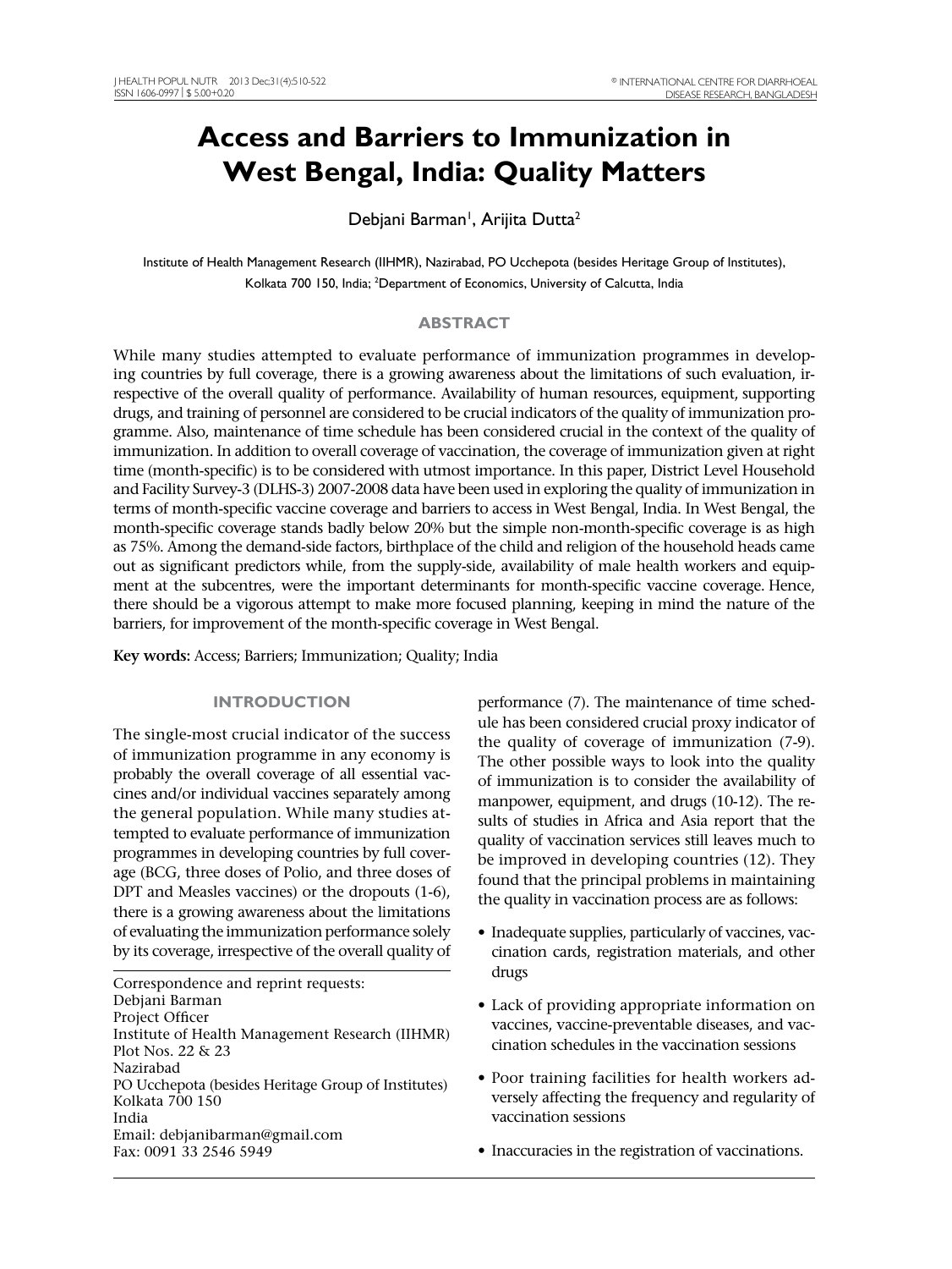# Access and Barriers to Immunization in West Bengal, India: Quality Matters

Debjani Barman[1], Arijita Dutta[2]

Institute of Health Management Research (IIHMR), Nazirabad, PO Ucchepota (besides Heritage Group of Institutes), Kolkata 700 150, India; [2]Department of Economics, University of Calcutta, India

## ABSTRACT

While many studies attempted to evaluate performance of immunization programmes in developing countries by full coverage, there is a growing awareness about the limitations of such evaluation, irrespective of the overall quality of performance. Availability of human resources, equipment, supporting drugs, and training of personnel are considered to be crucial indicators of the quality of immunization programme. Also, maintenance of time schedule has been considered crucial in the context of the quality of immunization. In addition to overall coverage of vaccination, the coverage of immunization given at right time (month-specific) is to be considered with utmost importance. In this paper, District Level Household and Facility Survey-3 (DLHS-3) 2007-2008 data have been used in exploring the quality of immunization in terms of month-specific vaccine coverage and barriers to access in West Bengal, India. In West Bengal, the month-specific coverage stands badly below 20% but the simple non-month-specific coverage is as high as 75%. Among the demand-side factors, birthplace of the child and religion of the household heads came out as significant predictors while, from the supply-side, availability of male health workers and equipment at the subcentres, were the important determinants for month-specific vaccine coverage. Hence, there should be a vigorous attempt to make more focused planning, keeping in mind the nature of the barriers, for improvement of the month-specific coverage in West Bengal.

**Key words:** Access; Barriers; Immunization; Quality; India

## INTRODUCTION

The single-most crucial indicator of the success of immunization programme in any economy is probably the overall coverage of all essential vaccines and/or individual vaccines separately among the general population. While many studies attempted to evaluate performance of immunization programmes in developing countries by full coverage (BCG, three doses of Polio, and three doses of DPT and Measles vaccines) or the dropouts (1-6), there is a growing awareness about the limitations of evaluating the immunization performance solely by its coverage, irrespective of the overall quality of performance (7). The maintenance of time schedule has been considered crucial proxy indicator of the quality of coverage of immunization (7-9). The other possible ways to look into the quality of immunization is to consider the availability of manpower, equipment, and drugs (10-12). The results of studies in Africa and Asia report that the quality of vaccination services still leaves much to be improved in developing countries (12). They found that the principal problems in maintaining the quality in vaccination process are as follows:

- Inadequate supplies, particularly of vaccines, vaccination cards, registration materials, and other drugs
- Lack of providing appropriate information on vaccines, vaccine-preventable diseases, and vaccination schedules in the vaccination sessions
- Poor training facilities for health workers adversely affecting the frequency and regularity of vaccination sessions
- Inaccuracies in the registration of vaccinations.

Correspondence and reprint requests:
Debjani Barman
Project Officer
Institute of Health Management Research (IIHMR)
Plot Nos. 22 & 23
Nazirabad
PO Ucchepota (besides Heritage Group of Institutes)
Kolkata 700 150
India
Email: debjanibarman@gmail.com
Fax: 0091 33 2546 5949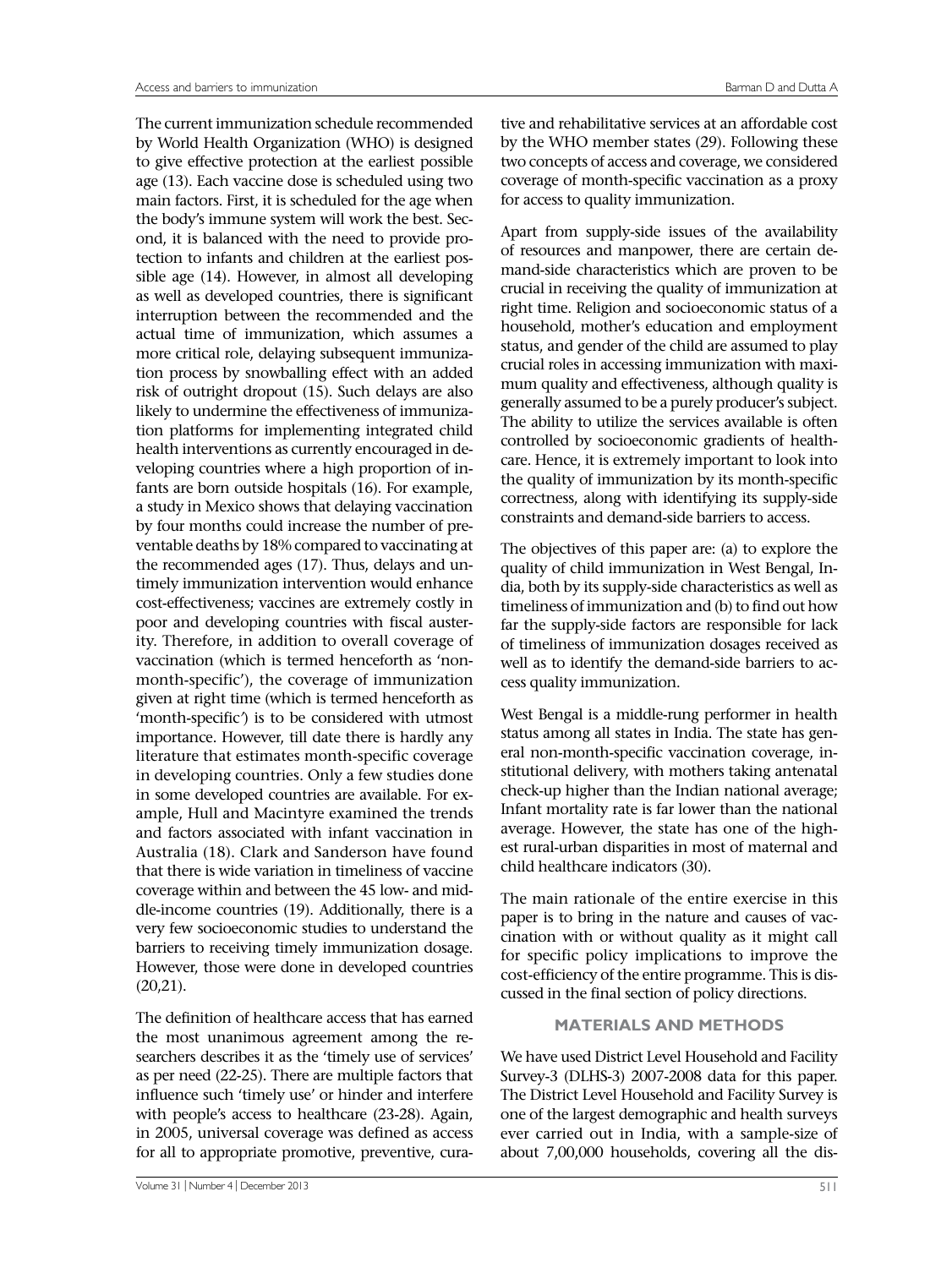The current immunization schedule recommended by World Health Organization (WHO) is designed to give effective protection at the earliest possible age (13). Each vaccine dose is scheduled using two main factors. First, it is scheduled for the age when the body's immune system will work the best. Second, it is balanced with the need to provide protection to infants and children at the earliest possible age (14). However, in almost all developing as well as developed countries, there is significant interruption between the recommended and the actual time of immunization, which assumes a more critical role, delaying subsequent immunization process by snowballing effect with an added risk of outright dropout (15). Such delays are also likely to undermine the effectiveness of immunization platforms for implementing integrated child health interventions as currently encouraged in developing countries where a high proportion of infants are born outside hospitals (16). For example, a study in Mexico shows that delaying vaccination by four months could increase the number of preventable deaths by 18% compared to vaccinating at the recommended ages (17). Thus, delays and untimely immunization intervention would enhance cost-effectiveness; vaccines are extremely costly in poor and developing countries with fiscal austerity. Therefore, in addition to overall coverage of vaccination (which is termed henceforth as 'non-month-specific'), the coverage of immunization given at right time (which is termed henceforth as 'month-specific') is to be considered with utmost importance. However, till date there is hardly any literature that estimates month-specific coverage in developing countries. Only a few studies done in some developed countries are available. For example, Hull and Macintyre examined the trends and factors associated with infant vaccination in Australia (18). Clark and Sanderson have found that there is wide variation in timeliness of vaccine coverage within and between the 45 low- and middle-income countries (19). Additionally, there is a very few socioeconomic studies to understand the barriers to receiving timely immunization dosage. However, those were done in developed countries (20,21).

The definition of healthcare access that has earned the most unanimous agreement among the researchers describes it as the 'timely use of services' as per need (22-25). There are multiple factors that influence such 'timely use' or hinder and interfere with people's access to healthcare (23-28). Again, in 2005, universal coverage was defined as access for all to appropriate promotive, preventive, curative and rehabilitative services at an affordable cost by the WHO member states (29). Following these two concepts of access and coverage, we considered coverage of month-specific vaccination as a proxy for access to quality immunization.

Apart from supply-side issues of the availability of resources and manpower, there are certain demand-side characteristics which are proven to be crucial in receiving the quality of immunization at right time. Religion and socioeconomic status of a household, mother's education and employment status, and gender of the child are assumed to play crucial roles in accessing immunization with maximum quality and effectiveness, although quality is generally assumed to be a purely producer's subject. The ability to utilize the services available is often controlled by socioeconomic gradients of healthcare. Hence, it is extremely important to look into the quality of immunization by its month-specific correctness, along with identifying its supply-side constraints and demand-side barriers to access.

The objectives of this paper are: (a) to explore the quality of child immunization in West Bengal, India, both by its supply-side characteristics as well as timeliness of immunization and (b) to find out how far the supply-side factors are responsible for lack of timeliness of immunization dosages received as well as to identify the demand-side barriers to access quality immunization.

West Bengal is a middle-rung performer in health status among all states in India. The state has general non-month-specific vaccination coverage, institutional delivery, with mothers taking antenatal check-up higher than the Indian national average; Infant mortality rate is far lower than the national average. However, the state has one of the highest rural-urban disparities in most of maternal and child healthcare indicators (30).

The main rationale of the entire exercise in this paper is to bring in the nature and causes of vaccination with or without quality as it might call for specific policy implications to improve the cost-efficiency of the entire programme. This is discussed in the final section of policy directions.

## MATERIALS AND METHODS

We have used District Level Household and Facility Survey-3 (DLHS-3) 2007-2008 data for this paper. The District Level Household and Facility Survey is one of the largest demographic and health surveys ever carried out in India, with a sample-size of about 7,00,000 households, covering all the dis-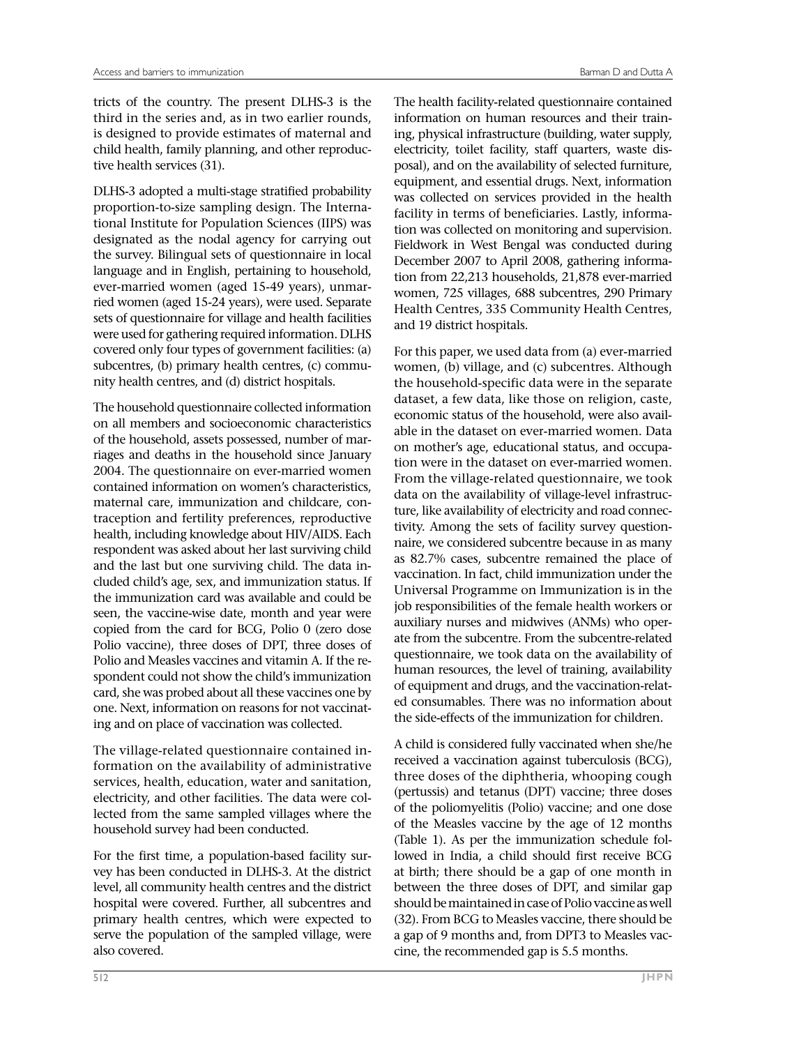tricts of the country. The present DLHS-3 is the third in the series and, as in two earlier rounds, is designed to provide estimates of maternal and child health, family planning, and other reproductive health services (31).

DLHS-3 adopted a multi-stage stratified probability proportion-to-size sampling design. The International Institute for Population Sciences (IIPS) was designated as the nodal agency for carrying out the survey. Bilingual sets of questionnaire in local language and in English, pertaining to household, ever-married women (aged 15-49 years), unmarried women (aged 15-24 years), were used. Separate sets of questionnaire for village and health facilities were used for gathering required information. DLHS covered only four types of government facilities: (a) subcentres, (b) primary health centres, (c) community health centres, and (d) district hospitals.

The household questionnaire collected information on all members and socioeconomic characteristics of the household, assets possessed, number of marriages and deaths in the household since January 2004. The questionnaire on ever-married women contained information on women's characteristics, maternal care, immunization and childcare, contraception and fertility preferences, reproductive health, including knowledge about HIV/AIDS. Each respondent was asked about her last surviving child and the last but one surviving child. The data included child's age, sex, and immunization status. If the immunization card was available and could be seen, the vaccine-wise date, month and year were copied from the card for BCG, Polio 0 (zero dose Polio vaccine), three doses of DPT, three doses of Polio and Measles vaccines and vitamin A. If the respondent could not show the child's immunization card, she was probed about all these vaccines one by one. Next, information on reasons for not vaccinating and on place of vaccination was collected.

The village-related questionnaire contained information on the availability of administrative services, health, education, water and sanitation, electricity, and other facilities. The data were collected from the same sampled villages where the household survey had been conducted.

For the first time, a population-based facility survey has been conducted in DLHS-3. At the district level, all community health centres and the district hospital were covered. Further, all subcentres and primary health centres, which were expected to serve the population of the sampled village, were also covered.

The health facility-related questionnaire contained information on human resources and their training, physical infrastructure (building, water supply, electricity, toilet facility, staff quarters, waste disposal), and on the availability of selected furniture, equipment, and essential drugs. Next, information was collected on services provided in the health facility in terms of beneficiaries. Lastly, information was collected on monitoring and supervision. Fieldwork in West Bengal was conducted during December 2007 to April 2008, gathering information from 22,213 households, 21,878 ever-married women, 725 villages, 688 subcentres, 290 Primary Health Centres, 335 Community Health Centres, and 19 district hospitals.

For this paper, we used data from (a) ever-married women, (b) village, and (c) subcentres. Although the household-specific data were in the separate dataset, a few data, like those on religion, caste, economic status of the household, were also available in the dataset on ever-married women. Data on mother's age, educational status, and occupation were in the dataset on ever-married women. From the village-related questionnaire, we took data on the availability of village-level infrastructure, like availability of electricity and road connectivity. Among the sets of facility survey questionnaire, we considered subcentre because in as many as 82.7% cases, subcentre remained the place of vaccination. In fact, child immunization under the Universal Programme on Immunization is in the job responsibilities of the female health workers or auxiliary nurses and midwives (ANMs) who operate from the subcentre. From the subcentre-related questionnaire, we took data on the availability of human resources, the level of training, availability of equipment and drugs, and the vaccination-related consumables. There was no information about the side-effects of the immunization for children.

A child is considered fully vaccinated when she/he received a vaccination against tuberculosis (BCG), three doses of the diphtheria, whooping cough (pertussis) and tetanus (DPT) vaccine; three doses of the poliomyelitis (Polio) vaccine; and one dose of the Measles vaccine by the age of 12 months (Table 1). As per the immunization schedule followed in India, a child should first receive BCG at birth; there should be a gap of one month in between the three doses of DPT, and similar gap should be maintained in case of Polio vaccine as well (32). From BCG to Measles vaccine, there should be a gap of 9 months and, from DPT3 to Measles vaccine, the recommended gap is 5.5 months.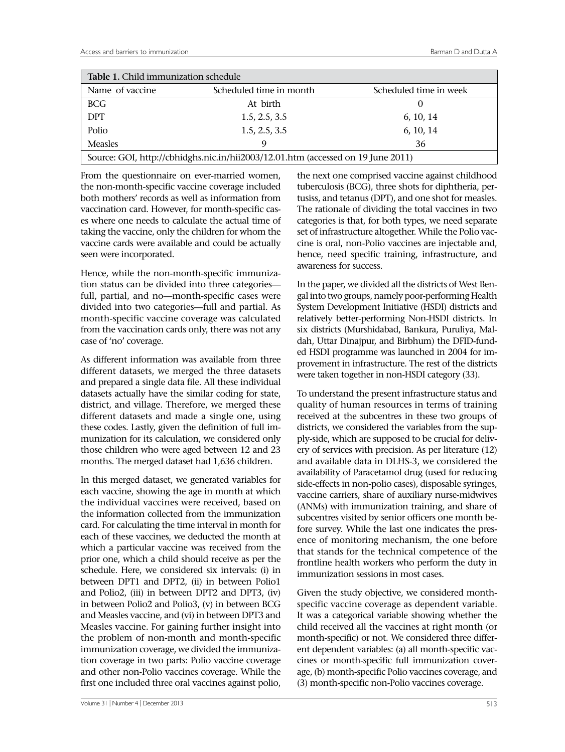**Table 1.** Child immunization schedule

| Name of vaccine | Scheduled time in month | Scheduled time in week |
|---|---|---|
| BCG | At birth | 0 |
| DPT | 1.5, 2.5, 3.5 | 6, 10, 14 |
| Polio | 1.5, 2.5, 3.5 | 6, 10, 14 |
| Measles | 9 | 36 |

Source: GOI, http://cbhidghs.nic.in/hii2003/12.01.htm (accessed on 19 June 2011)

From the questionnaire on ever-married women, the non-month-specific vaccine coverage included both mothers' records as well as information from vaccination card. However, for month-specific cases where one needs to calculate the actual time of taking the vaccine, only the children for whom the vaccine cards were available and could be actually seen were incorporated.

Hence, while the non-month-specific immunization status can be divided into three categories—full, partial, and no—month-specific cases were divided into two categories—full and partial. As month-specific vaccine coverage was calculated from the vaccination cards only, there was not any case of 'no' coverage.

As different information was available from three different datasets, we merged the three datasets and prepared a single data file. All these individual datasets actually have the similar coding for state, district, and village. Therefore, we merged these different datasets and made a single one, using these codes. Lastly, given the definition of full immunization for its calculation, we considered only those children who were aged between 12 and 23 months. The merged dataset had 1,636 children.

In this merged dataset, we generated variables for each vaccine, showing the age in month at which the individual vaccines were received, based on the information collected from the immunization card. For calculating the time interval in month for each of these vaccines, we deducted the month at which a particular vaccine was received from the prior one, which a child should receive as per the schedule. Here, we considered six intervals: (i) in between DPT1 and DPT2, (ii) in between Polio1 and Polio2, (iii) in between DPT2 and DPT3, (iv) in between Polio2 and Polio3, (v) in between BCG and Measles vaccine, and (vi) in between DPT3 and Measles vaccine. For gaining further insight into the problem of non-month and month-specific immunization coverage, we divided the immunization coverage in two parts: Polio vaccine coverage and other non-Polio vaccines coverage. While the first one included three oral vaccines against polio, the next one comprised vaccine against childhood tuberculosis (BCG), three shots for diphtheria, pertusiss, and tetanus (DPT), and one shot for measles. The rationale of dividing the total vaccines in two categories is that, for both types, we need separate set of infrastructure altogether. While the Polio vaccine is oral, non-Polio vaccines are injectable and, hence, need specific training, infrastructure, and awareness for success.

In the paper, we divided all the districts of West Bengal into two groups, namely poor-performing Health System Development Initiative (HSDI) districts and relatively better-performing Non-HSDI districts. In six districts (Murshidabad, Bankura, Puruliya, Maldah, Uttar Dinajpur, and Birbhum) the DFID-funded HSDI programme was launched in 2004 for improvement in infrastructure. The rest of the districts were taken together in non-HSDI category (33).

To understand the present infrastructure status and quality of human resources in terms of training received at the subcentres in these two groups of districts, we considered the variables from the supply-side, which are supposed to be crucial for delivery of services with precision. As per literature (12) and available data in DLHS-3, we considered the availability of Paracetamol drug (used for reducing side-effects in non-polio cases), disposable syringes, vaccine carriers, share of auxiliary nurse-midwives (ANMs) with immunization training, and share of subcentres visited by senior officers one month before survey. While the last one indicates the presence of monitoring mechanism, the one before that stands for the technical competence of the frontline health workers who perform the duty in immunization sessions in most cases.

Given the study objective, we considered month-specific vaccine coverage as dependent variable. It was a categorical variable showing whether the child received all the vaccines at right month (or month-specific) or not. We considered three different dependent variables: (a) all month-specific vaccines or month-specific full immunization coverage, (b) month-specific Polio vaccines coverage, and (3) month-specific non-Polio vaccines coverage.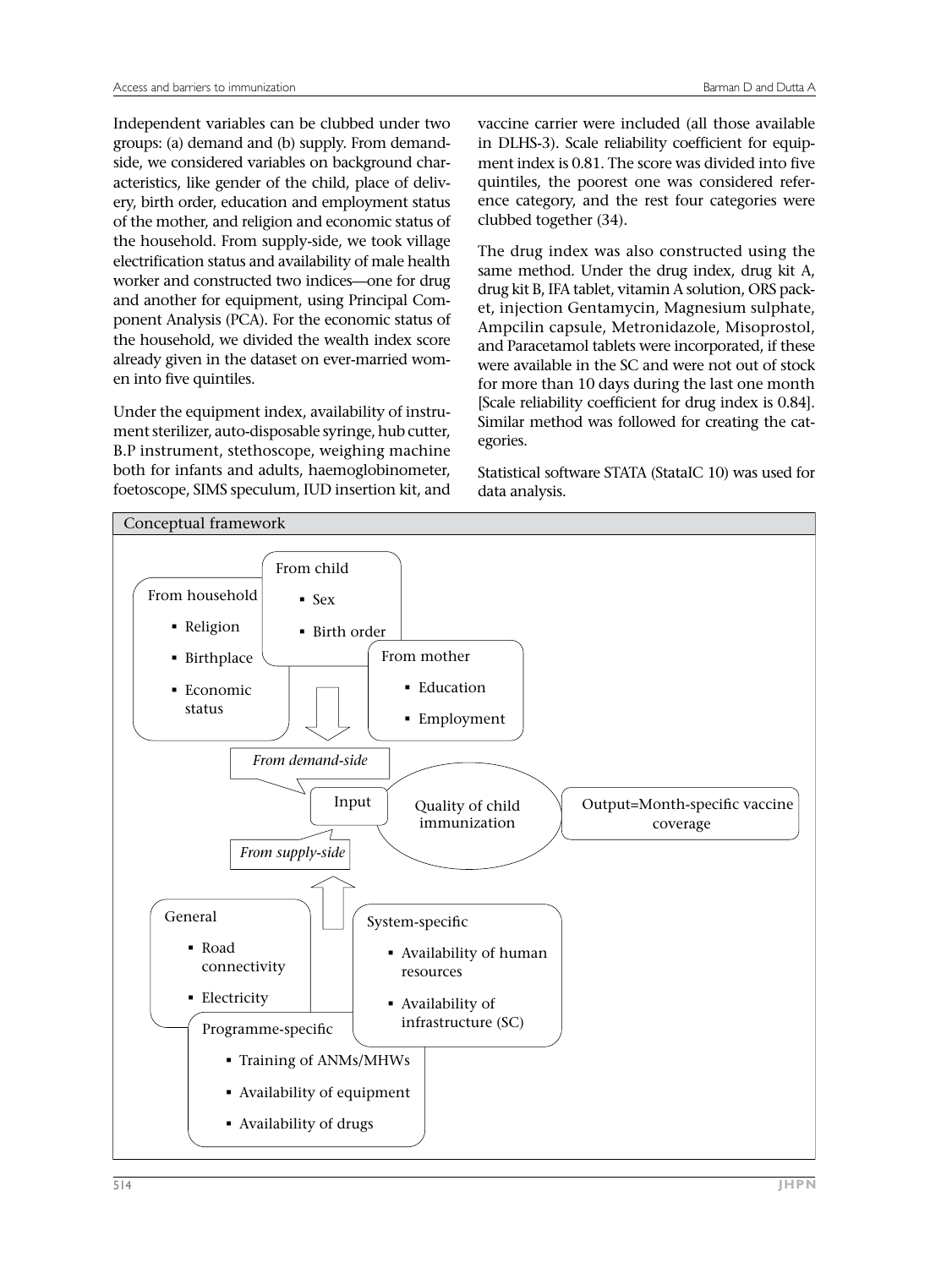Independent variables can be clubbed under two groups: (a) demand and (b) supply. From demand-side, we considered variables on background characteristics, like gender of the child, place of delivery, birth order, education and employment status of the mother, and religion and economic status of the household. From supply-side, we took village electrification status and availability of male health worker and constructed two indices—one for drug and another for equipment, using Principal Component Analysis (PCA). For the economic status of the household, we divided the wealth index score already given in the dataset on ever-married women into five quintiles.

Under the equipment index, availability of instrument sterilizer, auto-disposable syringe, hub cutter, B.P instrument, stethoscope, weighing machine both for infants and adults, haemoglobinometer, foetoscope, SIMS speculum, IUD insertion kit, and vaccine carrier were included (all those available in DLHS-3). Scale reliability coefficient for equipment index is 0.81. The score was divided into five quintiles, the poorest one was considered reference category, and the rest four categories were clubbed together (34).

The drug index was also constructed using the same method. Under the drug index, drug kit A, drug kit B, IFA tablet, vitamin A solution, ORS packet, injection Gentamycin, Magnesium sulphate, Ampcilin capsule, Metronidazole, Misoprostol, and Paracetamol tablets were incorporated, if these were available in the SC and were not out of stock for more than 10 days during the last one month [Scale reliability coefficient for drug index is 0.84]. Similar method was followed for creating the categories.

Statistical software STATA (StataIC 10) was used for data analysis.

**Conceptual framework**

From household
- Religion
- Birthplace
- Economic status

From child
- Sex
- Birth order

From mother
- Education
- Employment

*From demand-side*

Input → Quality of child immunization → Output=Month-specific vaccine coverage

*From supply-side*

General
- Road connectivity
- Electricity

System-specific
- Availability of human resources
- Availability of infrastructure (SC)

Programme-specific
- Training of ANMs/MHWs
- Availability of equipment
- Availability of drugs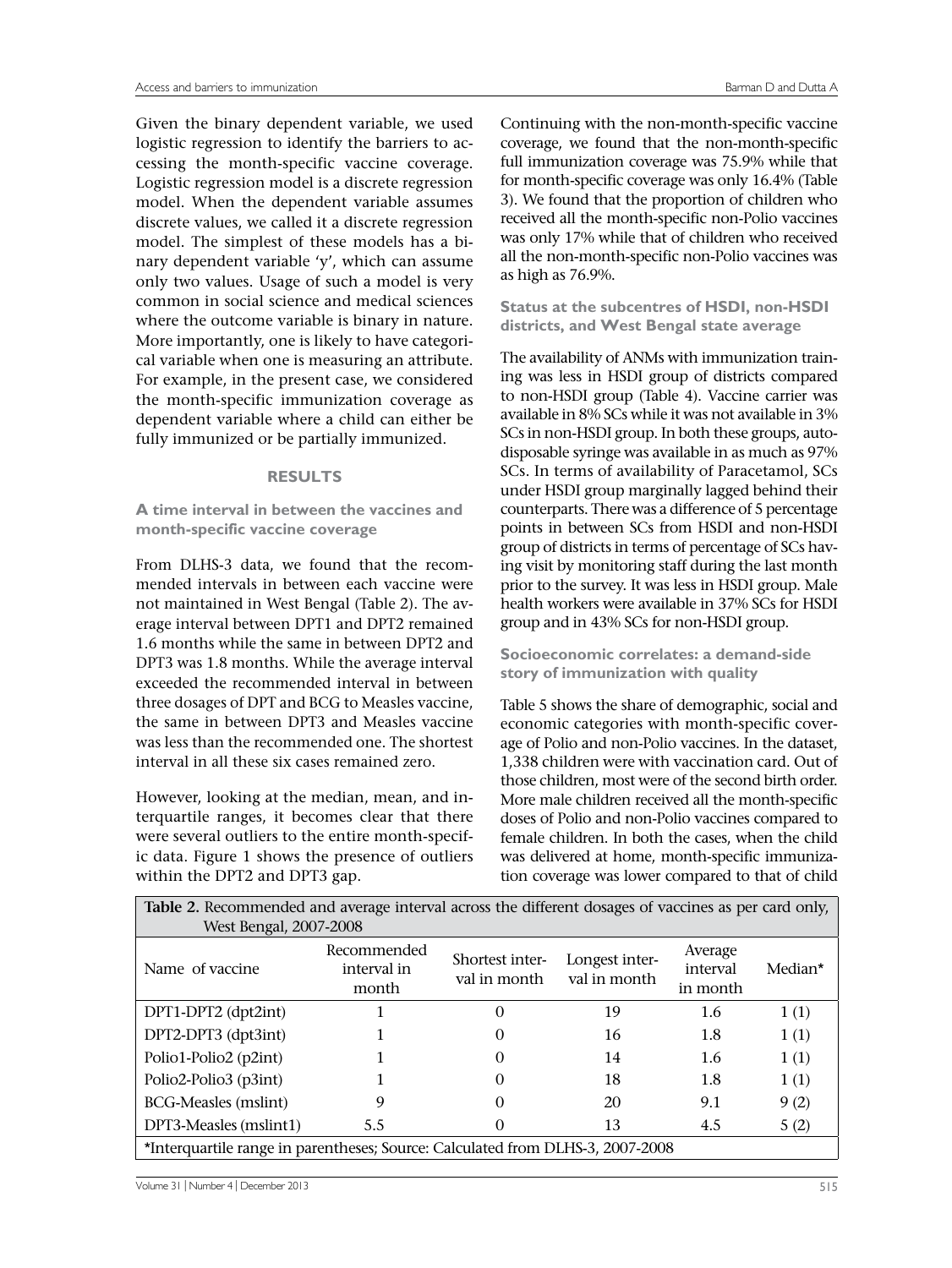Given the binary dependent variable, we used logistic regression to identify the barriers to accessing the month-specific vaccine coverage. Logistic regression model is a discrete regression model. When the dependent variable assumes discrete values, we called it a discrete regression model. The simplest of these models has a binary dependent variable 'y', which can assume only two values. Usage of such a model is very common in social science and medical sciences where the outcome variable is binary in nature. More importantly, one is likely to have categorical variable when one is measuring an attribute. For example, in the present case, we considered the month-specific immunization coverage as dependent variable where a child can either be fully immunized or be partially immunized.

## RESULTS

### A time interval in between the vaccines and month-specific vaccine coverage

From DLHS-3 data, we found that the recommended intervals in between each vaccine were not maintained in West Bengal (Table 2). The average interval between DPT1 and DPT2 remained 1.6 months while the same in between DPT2 and DPT3 was 1.8 months. While the average interval exceeded the recommended interval in between three dosages of DPT and BCG to Measles vaccine, the same in between DPT3 and Measles vaccine was less than the recommended one. The shortest interval in all these six cases remained zero.

However, looking at the median, mean, and interquartile ranges, it becomes clear that there were several outliers to the entire month-specific data. Figure 1 shows the presence of outliers within the DPT2 and DPT3 gap.

Continuing with the non-month-specific vaccine coverage, we found that the non-month-specific full immunization coverage was 75.9% while that for month-specific coverage was only 16.4% (Table 3). We found that the proportion of children who received all the month-specific non-Polio vaccines was only 17% while that of children who received all the non-month-specific non-Polio vaccines was as high as 76.9%.

### Status at the subcentres of HSDI, non-HSDI districts, and West Bengal state average

The availability of ANMs with immunization training was less in HSDI group of districts compared to non-HSDI group (Table 4). Vaccine carrier was available in 8% SCs while it was not available in 3% SCs in non-HSDI group. In both these groups, auto-disposable syringe was available in as much as 97% SCs. In terms of availability of Paracetamol, SCs under HSDI group marginally lagged behind their counterparts. There was a difference of 5 percentage points in between SCs from HSDI and non-HSDI group of districts in terms of percentage of SCs having visit by monitoring staff during the last month prior to the survey. It was less in HSDI group. Male health workers were available in 37% SCs for HSDI group and in 43% SCs for non-HSDI group.

### Socioeconomic correlates: a demand-side story of immunization with quality

Table 5 shows the share of demographic, social and economic categories with month-specific coverage of Polio and non-Polio vaccines. In the dataset, 1,338 children were with vaccination card. Out of those children, most were of the second birth order. More male children received all the month-specific doses of Polio and non-Polio vaccines compared to female children. In both the cases, when the child was delivered at home, month-specific immunization coverage was lower compared to that of child

**Table 2.** Recommended and average interval across the different dosages of vaccines as per card only, West Bengal, 2007-2008

| Name of vaccine | Recommended interval in month | Shortest interval in month | Longest interval in month | Average interval in month | Median* |
|---|---|---|---|---|---|
| DPT1-DPT2 (dpt2int) | 1 | 0 | 19 | 1.6 | 1 (1) |
| DPT2-DPT3 (dpt3int) | 1 | 0 | 16 | 1.8 | 1 (1) |
| Polio1-Polio2 (p2int) | 1 | 0 | 14 | 1.6 | 1 (1) |
| Polio2-Polio3 (p3int) | 1 | 0 | 18 | 1.8 | 1 (1) |
| BCG-Measles (mslint) | 9 | 0 | 20 | 9.1 | 9 (2) |
| DPT3-Measles (mslint1) | 5.5 | 0 | 13 | 4.5 | 5 (2) |

*Interquartile range in parentheses; Source: Calculated from DLHS-3, 2007-2008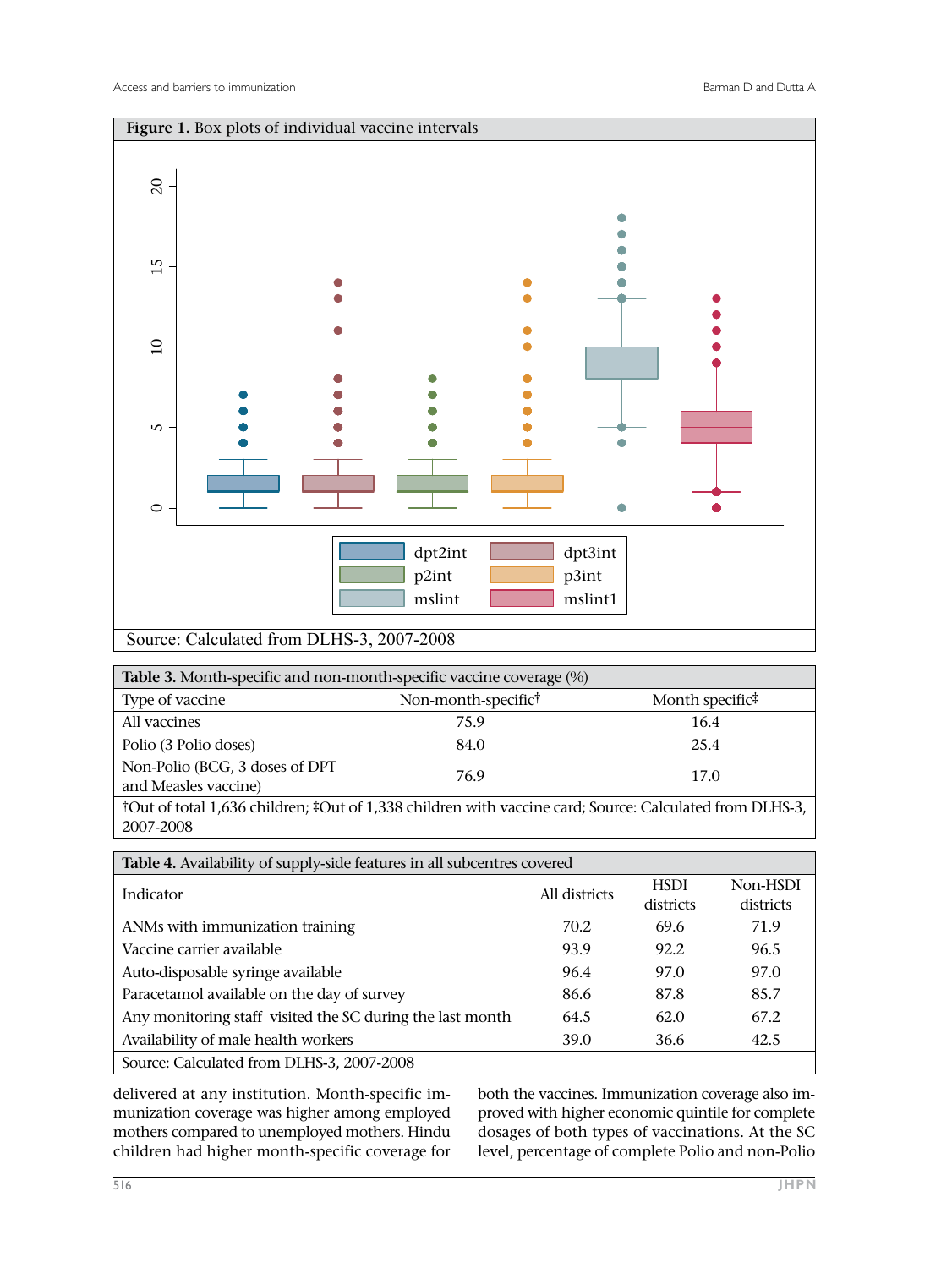**Figure 1.** Box plots of individual vaccine intervals

Source: Calculated from DLHS-3, 2007-2008

**Table 3.** Month-specific and non-month-specific vaccine coverage (%)

| Type of vaccine | Non-month-specific† | Month specific‡ |
|---|---|---|
| All vaccines | 75.9 | 16.4 |
| Polio (3 Polio doses) | 84.0 | 25.4 |
| Non-Polio (BCG, 3 doses of DPT and Measles vaccine) | 76.9 | 17.0 |

†Out of total 1,636 children; ‡Out of 1,338 children with vaccine card; Source: Calculated from DLHS-3, 2007-2008

**Table 4.** Availability of supply-side features in all subcentres covered

| Indicator | All districts | HSDI districts | Non-HSDI districts |
|---|---|---|---|
| ANMs with immunization training | 70.2 | 69.6 | 71.9 |
| Vaccine carrier available | 93.9 | 92.2 | 96.5 |
| Auto-disposable syringe available | 96.4 | 97.0 | 97.0 |
| Paracetamol available on the day of survey | 86.6 | 87.8 | 85.7 |
| Any monitoring staff visited the SC during the last month | 64.5 | 62.0 | 67.2 |
| Availability of male health workers | 39.0 | 36.6 | 42.5 |

Source: Calculated from DLHS-3, 2007-2008

delivered at any institution. Month-specific immunization coverage was higher among employed mothers compared to unemployed mothers. Hindu children had higher month-specific coverage for both the vaccines. Immunization coverage also improved with higher economic quintile for complete dosages of both types of vaccinations. At the SC level, percentage of complete Polio and non-Polio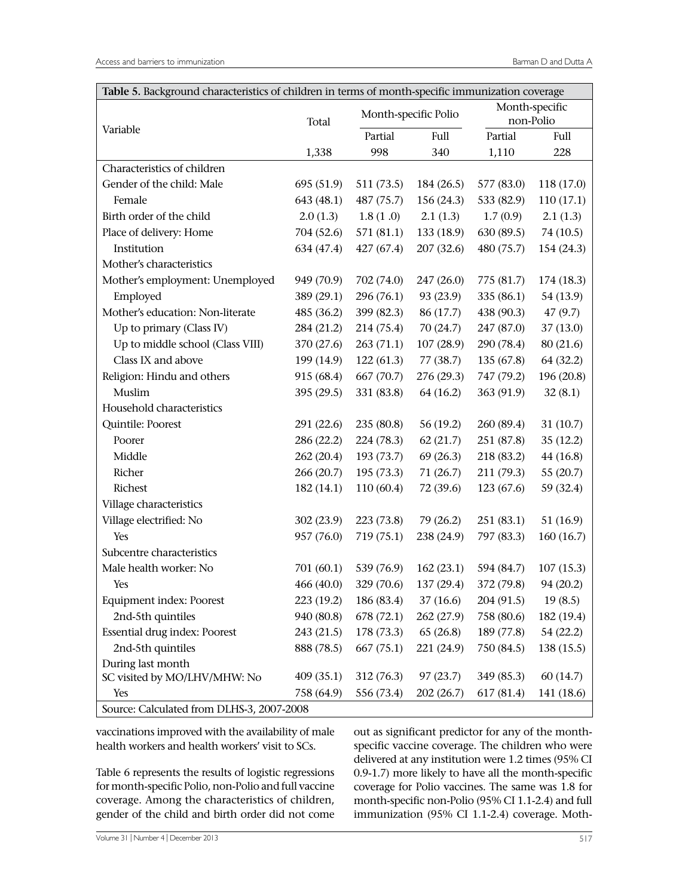**Table 5.** Background characteristics of children in terms of month-specific immunization coverage

| Variable | Total | Month-specific Polio | | Month-specific non-Polio | |
|---|---|---|---|---|---|
| | | Partial | Full | Partial | Full |
| | 1,338 | 998 | 340 | 1,110 | 228 |
| Characteristics of children | | | | | |
| Gender of the child: Male | 695 (51.9) | 511 (73.5) | 184 (26.5) | 577 (83.0) | 118 (17.0) |
| Female | 643 (48.1) | 487 (75.7) | 156 (24.3) | 533 (82.9) | 110 (17.1) |
| Birth order of the child | 2.0 (1.3) | 1.8 (1 .0) | 2.1 (1.3) | 1.7 (0.9) | 2.1 (1.3) |
| Place of delivery: Home | 704 (52.6) | 571 (81.1) | 133 (18.9) | 630 (89.5) | 74 (10.5) |
| Institution | 634 (47.4) | 427 (67.4) | 207 (32.6) | 480 (75.7) | 154 (24.3) |
| Mother's characteristics | | | | | |
| Mother's employment: Unemployed | 949 (70.9) | 702 (74.0) | 247 (26.0) | 775 (81.7) | 174 (18.3) |
| Employed | 389 (29.1) | 296 (76.1) | 93 (23.9) | 335 (86.1) | 54 (13.9) |
| Mother's education: Non-literate | 485 (36.2) | 399 (82.3) | 86 (17.7) | 438 (90.3) | 47 (9.7) |
| Up to primary (Class IV) | 284 (21.2) | 214 (75.4) | 70 (24.7) | 247 (87.0) | 37 (13.0) |
| Up to middle school (Class VIII) | 370 (27.6) | 263 (71.1) | 107 (28.9) | 290 (78.4) | 80 (21.6) |
| Class IX and above | 199 (14.9) | 122 (61.3) | 77 (38.7) | 135 (67.8) | 64 (32.2) |
| Religion: Hindu and others | 915 (68.4) | 667 (70.7) | 276 (29.3) | 747 (79.2) | 196 (20.8) |
| Muslim | 395 (29.5) | 331 (83.8) | 64 (16.2) | 363 (91.9) | 32 (8.1) |
| Household characteristics | | | | | |
| Quintile: Poorest | 291 (22.6) | 235 (80.8) | 56 (19.2) | 260 (89.4) | 31 (10.7) |
| Poorer | 286 (22.2) | 224 (78.3) | 62 (21.7) | 251 (87.8) | 35 (12.2) |
| Middle | 262 (20.4) | 193 (73.7) | 69 (26.3) | 218 (83.2) | 44 (16.8) |
| Richer | 266 (20.7) | 195 (73.3) | 71 (26.7) | 211 (79.3) | 55 (20.7) |
| Richest | 182 (14.1) | 110 (60.4) | 72 (39.6) | 123 (67.6) | 59 (32.4) |
| Village characteristics | | | | | |
| Village electrified: No | 302 (23.9) | 223 (73.8) | 79 (26.2) | 251 (83.1) | 51 (16.9) |
| Yes | 957 (76.0) | 719 (75.1) | 238 (24.9) | 797 (83.3) | 160 (16.7) |
| Subcentre characteristics | | | | | |
| Male health worker: No | 701 (60.1) | 539 (76.9) | 162 (23.1) | 594 (84.7) | 107 (15.3) |
| Yes | 466 (40.0) | 329 (70.6) | 137 (29.4) | 372 (79.8) | 94 (20.2) |
| Equipment index: Poorest | 223 (19.2) | 186 (83.4) | 37 (16.6) | 204 (91.5) | 19 (8.5) |
| 2nd-5th quintiles | 940 (80.8) | 678 (72.1) | 262 (27.9) | 758 (80.6) | 182 (19.4) |
| Essential drug index: Poorest | 243 (21.5) | 178 (73.3) | 65 (26.8) | 189 (77.8) | 54 (22.2) |
| 2nd-5th quintiles | 888 (78.5) | 667 (75.1) | 221 (24.9) | 750 (84.5) | 138 (15.5) |
| During last month SC visited by MO/LHV/MHW: No | 409 (35.1) | 312 (76.3) | 97 (23.7) | 349 (85.3) | 60 (14.7) |
| Yes | 758 (64.9) | 556 (73.4) | 202 (26.7) | 617 (81.4) | 141 (18.6) |

Source: Calculated from DLHS-3, 2007-2008

vaccinations improved with the availability of male health workers and health workers' visit to SCs.

Table 6 represents the results of logistic regressions for month-specific Polio, non-Polio and full vaccine coverage. Among the characteristics of children, gender of the child and birth order did not come out as significant predictor for any of the month-specific vaccine coverage. The children who were delivered at any institution were 1.2 times (95% CI 0.9-1.7) more likely to have all the month-specific coverage for Polio vaccines. The same was 1.8 for month-specific non-Polio (95% CI 1.1-2.4) and full immunization (95% CI 1.1-2.4) coverage. Moth-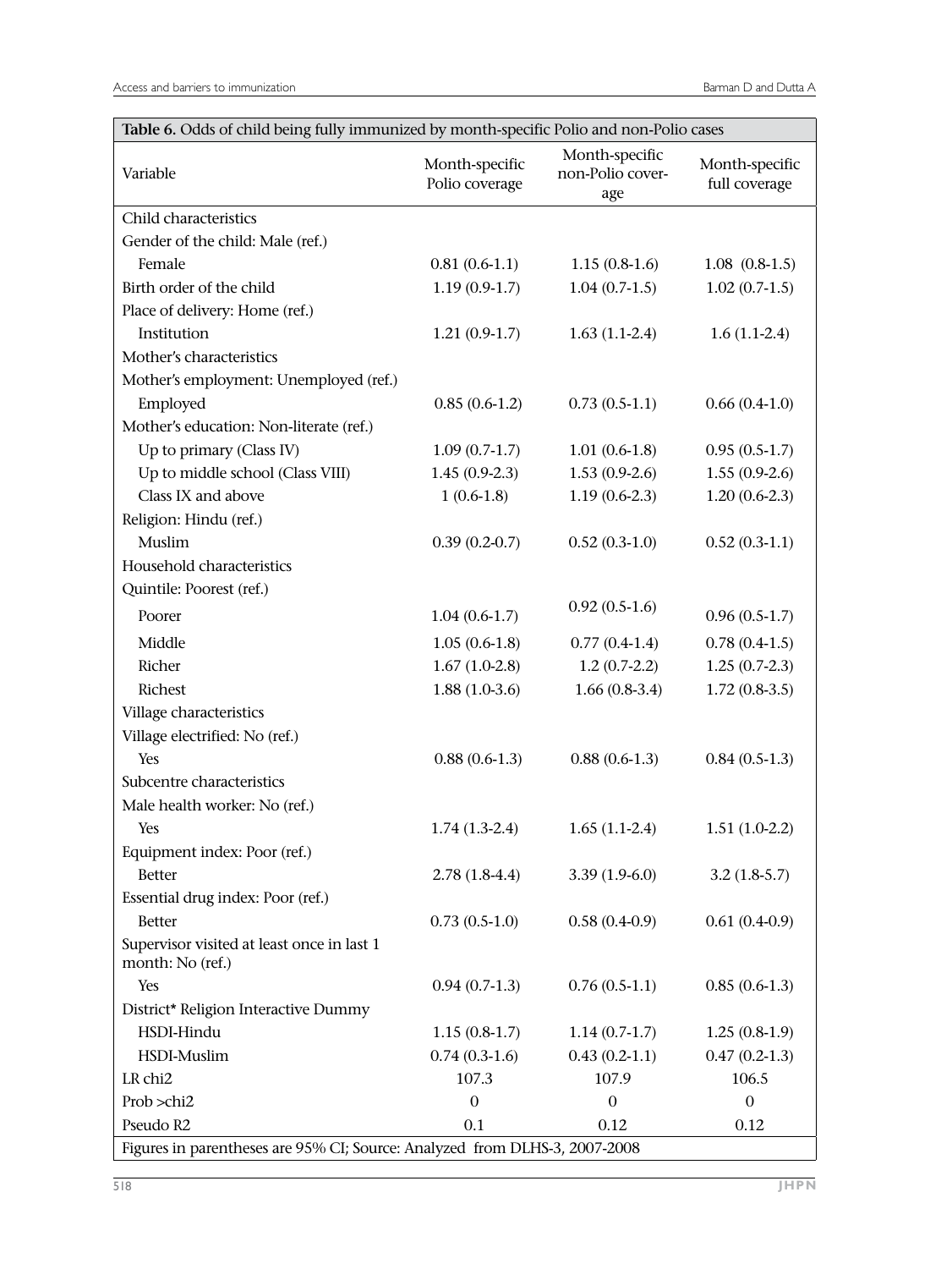**Table 6.** Odds of child being fully immunized by month-specific Polio and non-Polio cases

| Variable | Month-specific Polio coverage | Month-specific non-Polio coverage | Month-specific full coverage |
|---|---|---|---|
| Child characteristics | | | |
| Gender of the child: Male (ref.) | | | |
| Female | 0.81 (0.6-1.1) | 1.15 (0.8-1.6) | 1.08 (0.8-1.5) |
| Birth order of the child | 1.19 (0.9-1.7) | 1.04 (0.7-1.5) | 1.02 (0.7-1.5) |
| Place of delivery: Home (ref.) | | | |
| Institution | 1.21 (0.9-1.7) | 1.63 (1.1-2.4) | 1.6 (1.1-2.4) |
| Mother's characteristics | | | |
| Mother's employment: Unemployed (ref.) | | | |
| Employed | 0.85 (0.6-1.2) | 0.73 (0.5-1.1) | 0.66 (0.4-1.0) |
| Mother's education: Non-literate (ref.) | | | |
| Up to primary (Class IV) | 1.09 (0.7-1.7) | 1.01 (0.6-1.8) | 0.95 (0.5-1.7) |
| Up to middle school (Class VIII) | 1.45 (0.9-2.3) | 1.53 (0.9-2.6) | 1.55 (0.9-2.6) |
| Class IX and above | 1 (0.6-1.8) | 1.19 (0.6-2.3) | 1.20 (0.6-2.3) |
| Religion: Hindu (ref.) | | | |
| Muslim | 0.39 (0.2-0.7) | 0.52 (0.3-1.0) | 0.52 (0.3-1.1) |
| Household characteristics | | | |
| Quintile: Poorest (ref.) | | | |
| Poorer | 1.04 (0.6-1.7) | 0.92 (0.5-1.6) | 0.96 (0.5-1.7) |
| Middle | 1.05 (0.6-1.8) | 0.77 (0.4-1.4) | 0.78 (0.4-1.5) |
| Richer | 1.67 (1.0-2.8) | 1.2 (0.7-2.2) | 1.25 (0.7-2.3) |
| Richest | 1.88 (1.0-3.6) | 1.66 (0.8-3.4) | 1.72 (0.8-3.5) |
| Village characteristics | | | |
| Village electrified: No (ref.) | | | |
| Yes | 0.88 (0.6-1.3) | 0.88 (0.6-1.3) | 0.84 (0.5-1.3) |
| Subcentre characteristics | | | |
| Male health worker: No (ref.) | | | |
| Yes | 1.74 (1.3-2.4) | 1.65 (1.1-2.4) | 1.51 (1.0-2.2) |
| Equipment index: Poor (ref.) | | | |
| Better | 2.78 (1.8-4.4) | 3.39 (1.9-6.0) | 3.2 (1.8-5.7) |
| Essential drug index: Poor (ref.) | | | |
| Better | 0.73 (0.5-1.0) | 0.58 (0.4-0.9) | 0.61 (0.4-0.9) |
| Supervisor visited at least once in last 1 month: No (ref.) | | | |
| Yes | 0.94 (0.7-1.3) | 0.76 (0.5-1.1) | 0.85 (0.6-1.3) |
| District* Religion Interactive Dummy | | | |
| HSDI-Hindu | 1.15 (0.8-1.7) | 1.14 (0.7-1.7) | 1.25 (0.8-1.9) |
| HSDI-Muslim | 0.74 (0.3-1.6) | 0.43 (0.2-1.1) | 0.47 (0.2-1.3) |
| LR chi2 | 107.3 | 107.9 | 106.5 |
| Prob >chi2 | 0 | 0 | 0 |
| Pseudo R2 | 0.1 | 0.12 | 0.12 |

Figures in parentheses are 95% CI; Source: Analyzed from DLHS-3, 2007-2008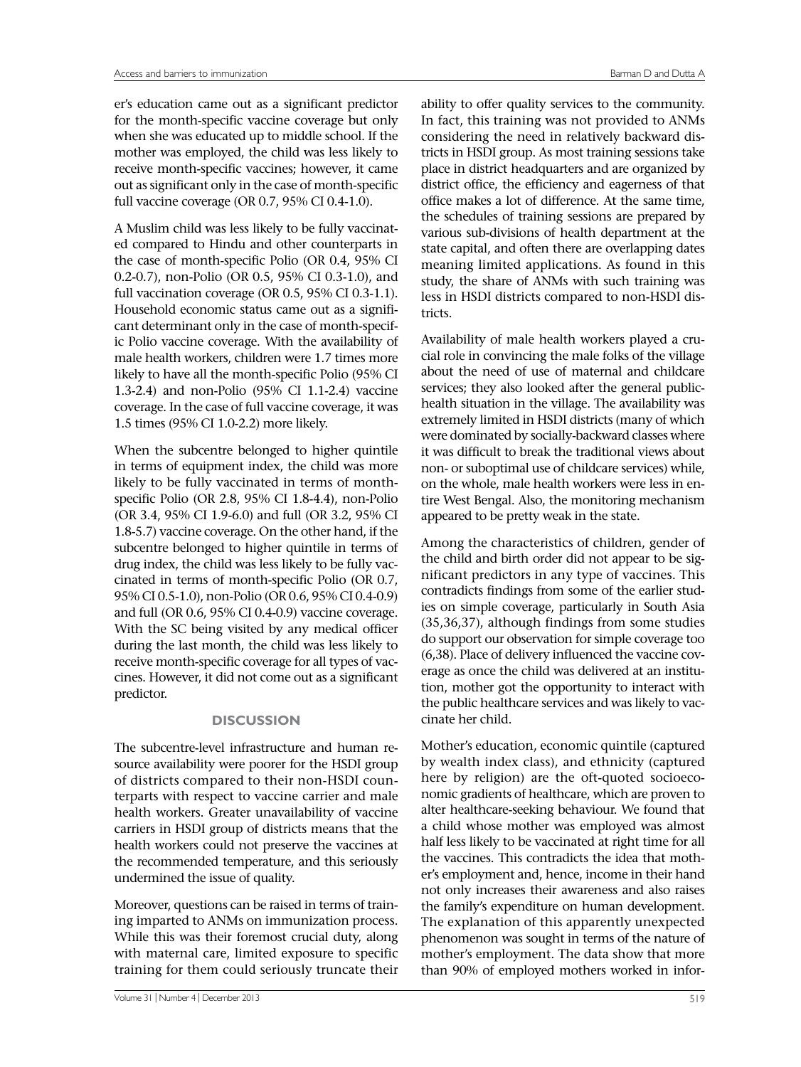er's education came out as a significant predictor for the month-specific vaccine coverage but only when she was educated up to middle school. If the mother was employed, the child was less likely to receive month-specific vaccines; however, it came out as significant only in the case of month-specific full vaccine coverage (OR 0.7, 95% CI 0.4-1.0).

A Muslim child was less likely to be fully vaccinated compared to Hindu and other counterparts in the case of month-specific Polio (OR 0.4, 95% CI 0.2-0.7), non-Polio (OR 0.5, 95% CI 0.3-1.0), and full vaccination coverage (OR 0.5, 95% CI 0.3-1.1). Household economic status came out as a significant determinant only in the case of month-specific Polio vaccine coverage. With the availability of male health workers, children were 1.7 times more likely to have all the month-specific Polio (95% CI 1.3-2.4) and non-Polio (95% CI 1.1-2.4) vaccine coverage. In the case of full vaccine coverage, it was 1.5 times (95% CI 1.0-2.2) more likely.

When the subcentre belonged to higher quintile in terms of equipment index, the child was more likely to be fully vaccinated in terms of month-specific Polio (OR 2.8, 95% CI 1.8-4.4), non-Polio (OR 3.4, 95% CI 1.9-6.0) and full (OR 3.2, 95% CI 1.8-5.7) vaccine coverage. On the other hand, if the subcentre belonged to higher quintile in terms of drug index, the child was less likely to be fully vaccinated in terms of month-specific Polio (OR 0.7, 95% CI 0.5-1.0), non-Polio (OR 0.6, 95% CI 0.4-0.9) and full (OR 0.6, 95% CI 0.4-0.9) vaccine coverage. With the SC being visited by any medical officer during the last month, the child was less likely to receive month-specific coverage for all types of vaccines. However, it did not come out as a significant predictor.

## DISCUSSION

The subcentre-level infrastructure and human resource availability were poorer for the HSDI group of districts compared to their non-HSDI counterparts with respect to vaccine carrier and male health workers. Greater unavailability of vaccine carriers in HSDI group of districts means that the health workers could not preserve the vaccines at the recommended temperature, and this seriously undermined the issue of quality.

Moreover, questions can be raised in terms of training imparted to ANMs on immunization process. While this was their foremost crucial duty, along with maternal care, limited exposure to specific training for them could seriously truncate their ability to offer quality services to the community. In fact, this training was not provided to ANMs considering the need in relatively backward districts in HSDI group. As most training sessions take place in district headquarters and are organized by district office, the efficiency and eagerness of that office makes a lot of difference. At the same time, the schedules of training sessions are prepared by various sub-divisions of health department at the state capital, and often there are overlapping dates meaning limited applications. As found in this study, the share of ANMs with such training was less in HSDI districts compared to non-HSDI districts.

Availability of male health workers played a crucial role in convincing the male folks of the village about the need of use of maternal and childcare services; they also looked after the general public-health situation in the village. The availability was extremely limited in HSDI districts (many of which were dominated by socially-backward classes where it was difficult to break the traditional views about non- or suboptimal use of childcare services) while, on the whole, male health workers were less in entire West Bengal. Also, the monitoring mechanism appeared to be pretty weak in the state.

Among the characteristics of children, gender of the child and birth order did not appear to be significant predictors in any type of vaccines. This contradicts findings from some of the earlier studies on simple coverage, particularly in South Asia (35,36,37), although findings from some studies do support our observation for simple coverage too (6,38). Place of delivery influenced the vaccine coverage as once the child was delivered at an institution, mother got the opportunity to interact with the public healthcare services and was likely to vaccinate her child.

Mother's education, economic quintile (captured by wealth index class), and ethnicity (captured here by religion) are the oft-quoted socioeconomic gradients of healthcare, which are proven to alter healthcare-seeking behaviour. We found that a child whose mother was employed was almost half less likely to be vaccinated at right time for all the vaccines. This contradicts the idea that mother's employment and, hence, income in their hand not only increases their awareness and also raises the family's expenditure on human development. The explanation of this apparently unexpected phenomenon was sought in terms of the nature of mother's employment. The data show that more than 90% of employed mothers worked in infor-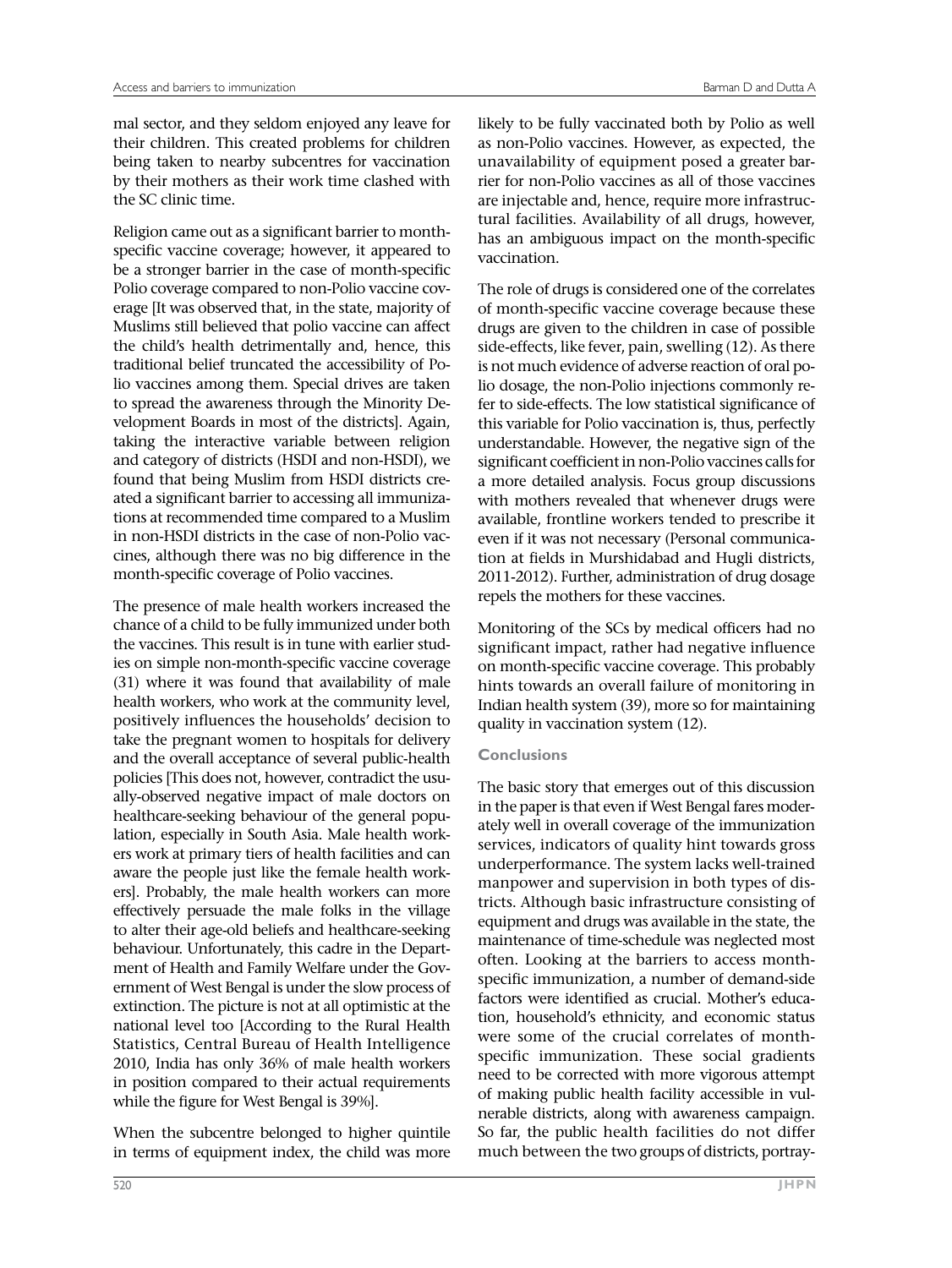mal sector, and they seldom enjoyed any leave for their children. This created problems for children being taken to nearby subcentres for vaccination by their mothers as their work time clashed with the SC clinic time.

Religion came out as a significant barrier to month-specific vaccine coverage; however, it appeared to be a stronger barrier in the case of month-specific Polio coverage compared to non-Polio vaccine coverage [It was observed that, in the state, majority of Muslims still believed that polio vaccine can affect the child's health detrimentally and, hence, this traditional belief truncated the accessibility of Polio vaccines among them. Special drives are taken to spread the awareness through the Minority Development Boards in most of the districts]. Again, taking the interactive variable between religion and category of districts (HSDI and non-HSDI), we found that being Muslim from HSDI districts created a significant barrier to accessing all immunizations at recommended time compared to a Muslim in non-HSDI districts in the case of non-Polio vaccines, although there was no big difference in the month-specific coverage of Polio vaccines.

The presence of male health workers increased the chance of a child to be fully immunized under both the vaccines. This result is in tune with earlier studies on simple non-month-specific vaccine coverage (31) where it was found that availability of male health workers, who work at the community level, positively influences the households' decision to take the pregnant women to hospitals for delivery and the overall acceptance of several public-health policies [This does not, however, contradict the usually-observed negative impact of male doctors on healthcare-seeking behaviour of the general population, especially in South Asia. Male health workers work at primary tiers of health facilities and can aware the people just like the female health workers]. Probably, the male health workers can more effectively persuade the male folks in the village to alter their age-old beliefs and healthcare-seeking behaviour. Unfortunately, this cadre in the Department of Health and Family Welfare under the Government of West Bengal is under the slow process of extinction. The picture is not at all optimistic at the national level too [According to the Rural Health Statistics, Central Bureau of Health Intelligence 2010, India has only 36% of male health workers in position compared to their actual requirements while the figure for West Bengal is 39%].

When the subcentre belonged to higher quintile in terms of equipment index, the child was more likely to be fully vaccinated both by Polio as well as non-Polio vaccines. However, as expected, the unavailability of equipment posed a greater barrier for non-Polio vaccines as all of those vaccines are injectable and, hence, require more infrastructural facilities. Availability of all drugs, however, has an ambiguous impact on the month-specific vaccination.

The role of drugs is considered one of the correlates of month-specific vaccine coverage because these drugs are given to the children in case of possible side-effects, like fever, pain, swelling (12). As there is not much evidence of adverse reaction of oral polio dosage, the non-Polio injections commonly refer to side-effects. The low statistical significance of this variable for Polio vaccination is, thus, perfectly understandable. However, the negative sign of the significant coefficient in non-Polio vaccines calls for a more detailed analysis. Focus group discussions with mothers revealed that whenever drugs were available, frontline workers tended to prescribe it even if it was not necessary (Personal communication at fields in Murshidabad and Hugli districts, 2011-2012). Further, administration of drug dosage repels the mothers for these vaccines.

Monitoring of the SCs by medical officers had no significant impact, rather had negative influence on month-specific vaccine coverage. This probably hints towards an overall failure of monitoring in Indian health system (39), more so for maintaining quality in vaccination system (12).

## Conclusions

The basic story that emerges out of this discussion in the paper is that even if West Bengal fares moderately well in overall coverage of the immunization services, indicators of quality hint towards gross underperformance. The system lacks well-trained manpower and supervision in both types of districts. Although basic infrastructure consisting of equipment and drugs was available in the state, the maintenance of time-schedule was neglected most often. Looking at the barriers to access month-specific immunization, a number of demand-side factors were identified as crucial. Mother's education, household's ethnicity, and economic status were some of the crucial correlates of month-specific immunization. These social gradients need to be corrected with more vigorous attempt of making public health facility accessible in vulnerable districts, along with awareness campaign. So far, the public health facilities do not differ much between the two groups of districts, portray-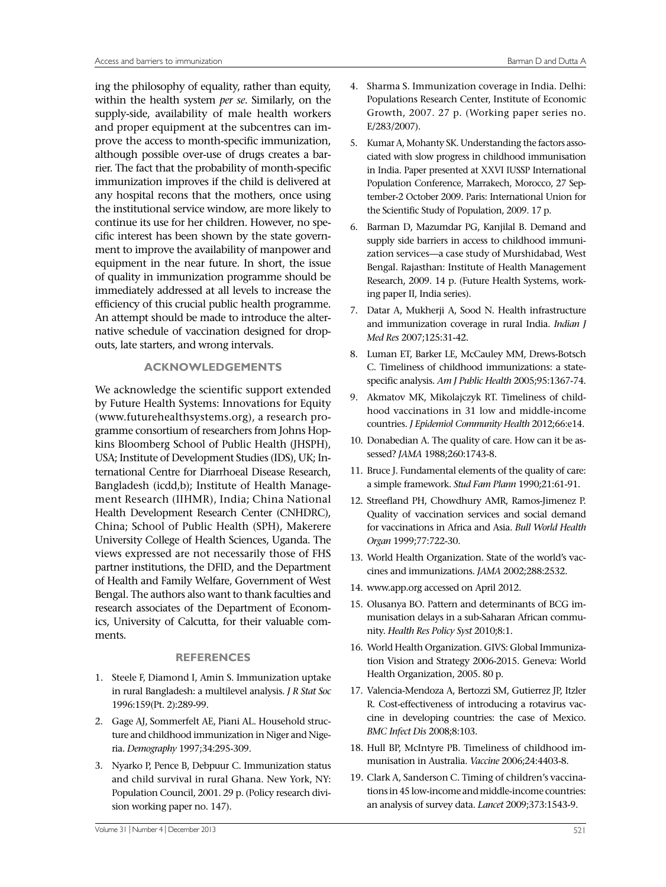ing the philosophy of equality, rather than equity, within the health system *per se*. Similarly, on the supply-side, availability of male health workers and proper equipment at the subcentres can improve the access to month-specific immunization, although possible over-use of drugs creates a barrier. The fact that the probability of month-specific immunization improves if the child is delivered at any hospital recons that the mothers, once using the institutional service window, are more likely to continue its use for her children. However, no specific interest has been shown by the state government to improve the availability of manpower and equipment in the near future. In short, the issue of quality in immunization programme should be immediately addressed at all levels to increase the efficiency of this crucial public health programme. An attempt should be made to introduce the alternative schedule of vaccination designed for dropouts, late starters, and wrong intervals.

## ACKNOWLEDGEMENTS

We acknowledge the scientific support extended by Future Health Systems: Innovations for Equity (www.futurehealthsystems.org), a research programme consortium of researchers from Johns Hopkins Bloomberg School of Public Health (JHSPH), USA; Institute of Development Studies (IDS), UK; International Centre for Diarrhoeal Disease Research, Bangladesh (icdd,b); Institute of Health Management Research (IIHMR), India; China National Health Development Research Center (CNHDRC), China; School of Public Health (SPH), Makerere University College of Health Sciences, Uganda. The views expressed are not necessarily those of FHS partner institutions, the DFID, and the Department of Health and Family Welfare, Government of West Bengal. The authors also want to thank faculties and research associates of the Department of Economics, University of Calcutta, for their valuable comments.

## REFERENCES

1. Steele F, Diamond I, Amin S. Immunization uptake in rural Bangladesh: a multilevel analysis. *J R Stat Soc* 1996:159(Pt. 2):289-99.
2. Gage AJ, Sommerfelt AE, Piani AL. Household structure and childhood immunization in Niger and Nigeria. *Demography* 1997;34:295-309.
3. Nyarko P, Pence B, Debpuur C. Immunization status and child survival in rural Ghana. New York, NY: Population Council, 2001. 29 p. (Policy research division working paper no. 147).
4. Sharma S. Immunization coverage in India. Delhi: Populations Research Center, Institute of Economic Growth, 2007. 27 p. (Working paper series no. E/283/2007).
5. Kumar A, Mohanty SK. Understanding the factors associated with slow progress in childhood immunisation in India. Paper presented at XXVI IUSSP International Population Conference, Marrakech, Morocco, 27 September-2 October 2009. Paris: International Union for the Scientific Study of Population, 2009. 17 p.
6. Barman D, Mazumdar PG, Kanjilal B. Demand and supply side barriers in access to childhood immunization services—a case study of Murshidabad, West Bengal. Rajasthan: Institute of Health Management Research, 2009. 14 p. (Future Health Systems, working paper II, India series).
7. Datar A, Mukherji A, Sood N. Health infrastructure and immunization coverage in rural India. *Indian J Med Res* 2007;125:31-42.
8. Luman ET, Barker LE, McCauley MM, Drews-Botsch C. Timeliness of childhood immunizations: a state-specific analysis. *Am J Public Health* 2005;95:1367-74.
9. Akmatov MK, Mikolajczyk RT. Timeliness of childhood vaccinations in 31 low and middle-income countries. *J Epidemiol Community Health* 2012;66:e14.
10. Donabedian A. The quality of care. How can it be assessed? *JAMA* 1988;260:1743-8.
11. Bruce J. Fundamental elements of the quality of care: a simple framework. *Stud Fam Plann* 1990;21:61-91.
12. Streefland PH, Chowdhury AMR, Ramos-Jimenez P. Quality of vaccination services and social demand for vaccinations in Africa and Asia. *Bull World Health Organ* 1999;77:722-30.
13. World Health Organization. State of the world's vaccines and immunizations. *JAMA* 2002;288:2532.
14. www.app.org accessed on April 2012.
15. Olusanya BO. Pattern and determinants of BCG immunisation delays in a sub-Saharan African community. *Health Res Policy Syst* 2010;8:1.
16. World Health Organization. GIVS: Global Immunization Vision and Strategy 2006-2015. Geneva: World Health Organization, 2005. 80 p.
17. Valencia-Mendoza A, Bertozzi SM, Gutierrez JP, Itzler R. Cost-effectiveness of introducing a rotavirus vaccine in developing countries: the case of Mexico. *BMC Infect Dis* 2008;8:103.
18. Hull BP, McIntyre PB. Timeliness of childhood immunisation in Australia. *Vaccine* 2006;24:4403-8.
19. Clark A, Sanderson C. Timing of children's vaccinations in 45 low-income and middle-income countries: an analysis of survey data. *Lancet* 2009;373:1543-9.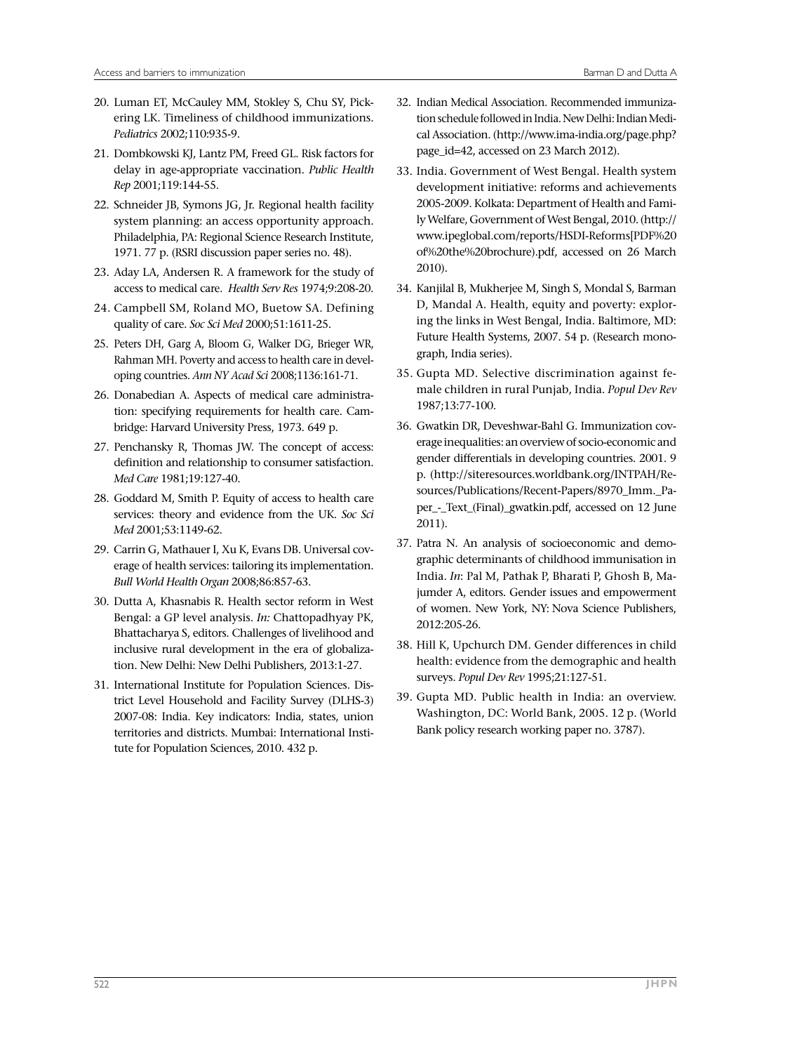20. Luman ET, McCauley MM, Stokley S, Chu SY, Pickering LK. Timeliness of childhood immunizations. *Pediatrics* 2002;110:935-9.
21. Dombkowski KJ, Lantz PM, Freed GL. Risk factors for delay in age-appropriate vaccination. *Public Health Rep* 2001;119:144-55.
22. Schneider JB, Symons JG, Jr. Regional health facility system planning: an access opportunity approach. Philadelphia, PA: Regional Science Research Institute, 1971. 77 p. (RSRI discussion paper series no. 48).
23. Aday LA, Andersen R. A framework for the study of access to medical care. *Health Serv Res* 1974;9:208-20.
24. Campbell SM, Roland MO, Buetow SA. Defining quality of care. *Soc Sci Med* 2000;51:1611-25.
25. Peters DH, Garg A, Bloom G, Walker DG, Brieger WR, Rahman MH. Poverty and access to health care in developing countries. *Ann NY Acad Sci* 2008;1136:161-71.
26. Donabedian A. Aspects of medical care administration: specifying requirements for health care. Cambridge: Harvard University Press, 1973. 649 p.
27. Penchansky R, Thomas JW. The concept of access: definition and relationship to consumer satisfaction. *Med Care* 1981;19:127-40.
28. Goddard M, Smith P. Equity of access to health care services: theory and evidence from the UK. *Soc Sci Med* 2001;53:1149-62.
29. Carrin G, Mathauer I, Xu K, Evans DB. Universal coverage of health services: tailoring its implementation. *Bull World Health Organ* 2008;86:857-63.
30. Dutta A, Khasnabis R. Health sector reform in West Bengal: a GP level analysis. *In:* Chattopadhyay PK, Bhattacharya S, editors. Challenges of livelihood and inclusive rural development in the era of globalization. New Delhi: New Delhi Publishers, 2013:1-27.
31. International Institute for Population Sciences. District Level Household and Facility Survey (DLHS-3) 2007-08: India. Key indicators: India, states, union territories and districts. Mumbai: International Institute for Population Sciences, 2010. 432 p.
32. Indian Medical Association. Recommended immunization schedule followed in India. New Delhi: Indian Medical Association. (http://www.ima-india.org/page.php?page_id=42, accessed on 23 March 2012).
33. India. Government of West Bengal. Health system development initiative: reforms and achievements 2005-2009. Kolkata: Department of Health and Family Welfare, Government of West Bengal, 2010. (http://www.ipeglobal.com/reports/HSDI-Reforms[PDF%20of%20the%20brochure).pdf, accessed on 26 March 2010).
34. Kanjilal B, Mukherjee M, Singh S, Mondal S, Barman D, Mandal A. Health, equity and poverty: exploring the links in West Bengal, India. Baltimore, MD: Future Health Systems, 2007. 54 p. (Research monograph, India series).
35. Gupta MD. Selective discrimination against female children in rural Punjab, India. *Popul Dev Rev* 1987;13:77-100.
36. Gwatkin DR, Deveshwar-Bahl G. Immunization coverage inequalities: an overview of socio-economic and gender differentials in developing countries. 2001. 9 p. (http://siteresources.worldbank.org/INTPAH/Resources/Publications/Recent-Papers/8970_Imm._Paper_-_Text_(Final)_gwatkin.pdf, accessed on 12 June 2011).
37. Patra N. An analysis of socioeconomic and demographic determinants of childhood immunisation in India. *In*: Pal M, Pathak P, Bharati P, Ghosh B, Majumder A, editors. Gender issues and empowerment of women. New York, NY: Nova Science Publishers, 2012:205-26.
38. Hill K, Upchurch DM. Gender differences in child health: evidence from the demographic and health surveys. *Popul Dev Rev* 1995;21:127-51.
39. Gupta MD. Public health in India: an overview. Washington, DC: World Bank, 2005. 12 p. (World Bank policy research working paper no. 3787).